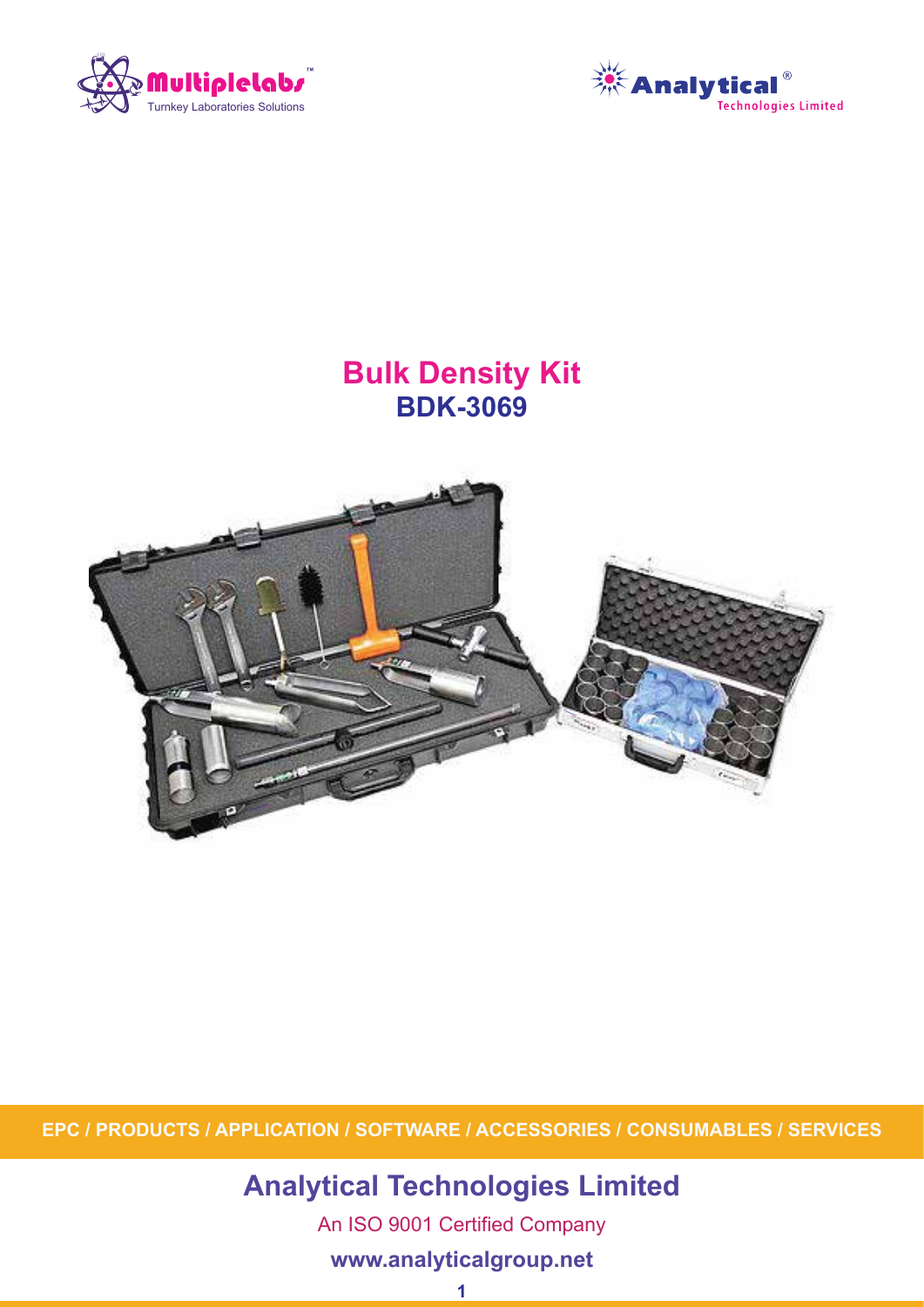Multiplelabs™
Turnkey Laboratories Solutions

Analytical®
Technologies Limited

# Bulk Density Kit
## BDK-3069

EPC / PRODUCTS / APPLICATION / SOFTWARE / ACCESSORIES / CONSUMABLES / SERVICES

**Analytical Technologies Limited**

An ISO 9001 Certified Company

**www.analyticalgroup.net**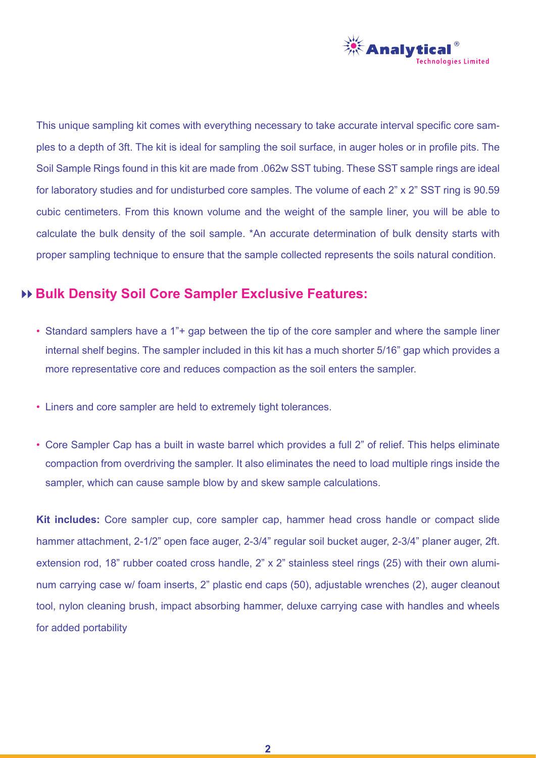This unique sampling kit comes with everything necessary to take accurate interval specific core samples to a depth of 3ft. The kit is ideal for sampling the soil surface, in auger holes or in profile pits. The Soil Sample Rings found in this kit are made from .062w SST tubing. These SST sample rings are ideal for laboratory studies and for undisturbed core samples. The volume of each 2" x 2" SST ring is 90.59 cubic centimeters. From this known volume and the weight of the sample liner, you will be able to calculate the bulk density of the soil sample. *An accurate determination of bulk density starts with proper sampling technique to ensure that the sample collected represents the soils natural condition.

## Bulk Density Soil Core Sampler Exclusive Features:

- Standard samplers have a 1"+ gap between the tip of the core sampler and where the sample liner internal shelf begins. The sampler included in this kit has a much shorter 5/16" gap which provides a more representative core and reduces compaction as the soil enters the sampler.
- Liners and core sampler are held to extremely tight tolerances.
- Core Sampler Cap has a built in waste barrel which provides a full 2" of relief. This helps eliminate compaction from overdriving the sampler. It also eliminates the need to load multiple rings inside the sampler, which can cause sample blow by and skew sample calculations.

**Kit includes:** Core sampler cup, core sampler cap, hammer head cross handle or compact slide hammer attachment, 2-1/2" open face auger, 2-3/4" regular soil bucket auger, 2-3/4" planer auger, 2ft. extension rod, 18" rubber coated cross handle, 2" x 2" stainless steel rings (25) with their own aluminum carrying case w/ foam inserts, 2" plastic end caps (50), adjustable wrenches (2), auger cleanout tool, nylon cleaning brush, impact absorbing hammer, deluxe carrying case with handles and wheels for added portability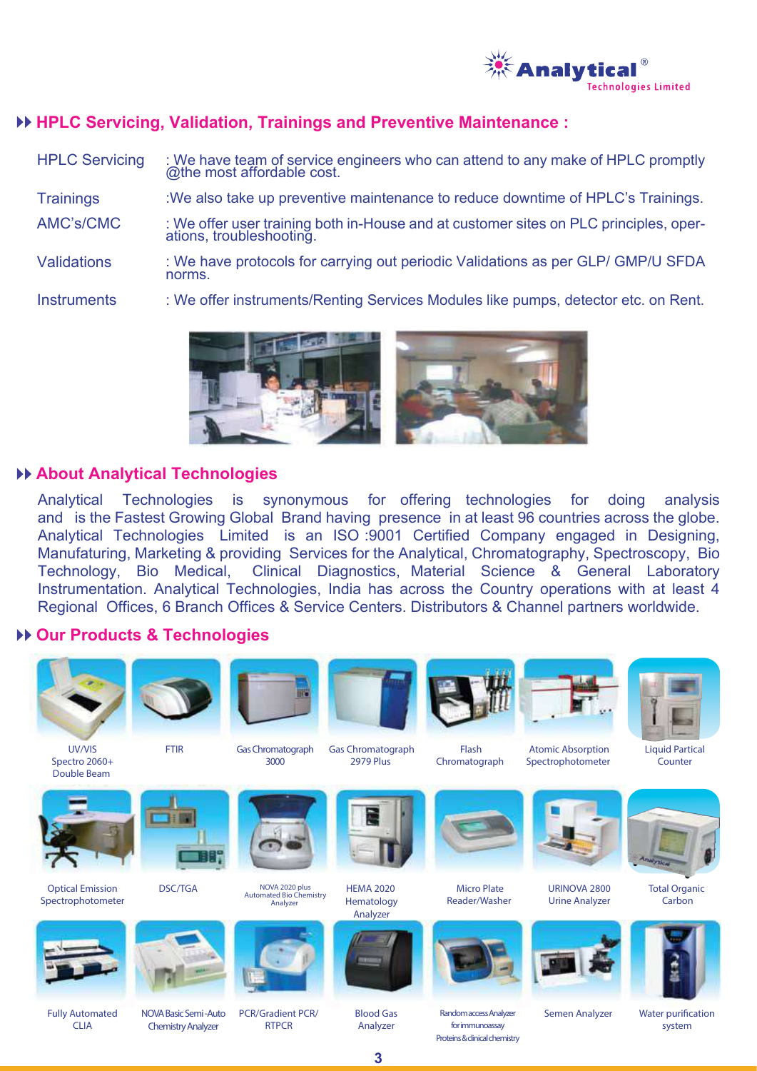## HPLC Servicing, Validation, Trainings and Preventive Maintenance :

| | |
|---|---|
| HPLC Servicing | : We have team of service engineers who can attend to any make of HPLC promptly @the most affordable cost. |
| Trainings | :We also take up preventive maintenance to reduce downtime of HPLC's Trainings. |
| AMC's/CMC | : We offer user training both in-House and at customer sites on PLC principles, operations, troubleshooting. |
| Validations | : We have protocols for carrying out periodic Validations as per GLP/ GMP/U SFDA norms. |
| Instruments | : We offer instruments/Renting Services Modules like pumps, detector etc. on Rent. |

## About Analytical Technologies

Analytical Technologies is synonymous for offering technologies for doing analysis and is the Fastest Growing Global Brand having presence in at least 96 countries across the globe. Analytical Technologies Limited is an ISO :9001 Certified Company engaged in Designing, Manufaturing, Marketing & providing Services for the Analytical, Chromatography, Spectroscopy, Bio Technology, Bio Medical, Clinical Diagnostics, Material Science & General Laboratory Instrumentation. Analytical Technologies, India has across the Country operations with at least 4 Regional Offices, 6 Branch Offices & Service Centers. Distributors & Channel partners worldwide.

## Our Products & Technologies

- UV/VIS Spectro 2060+ Double Beam
- FTIR
- Gas Chromatograph 3000
- Gas Chromatograph 2979 Plus
- Flash Chromatograph
- Atomic Absorption Spectrophotometer
- Liquid Partical Counter
- Optical Emission Spectrophotometer
- DSC/TGA
- NOVA 2020 plus Automated Bio Chemistry Analyzer
- HEMA 2020 Hematology Analyzer
- Micro Plate Reader/Washer
- URINOVA 2800 Urine Analyzer
- Total Organic Carbon
- Fully Automated CLIA
- NOVA Basic Semi-Auto Chemistry Analyzer
- PCR/Gradient PCR/ RTPCR
- Blood Gas Analyzer
- Random access Analyzer for immunoassay Proteins & clinical chemistry
- Semen Analyzer
- Water purification system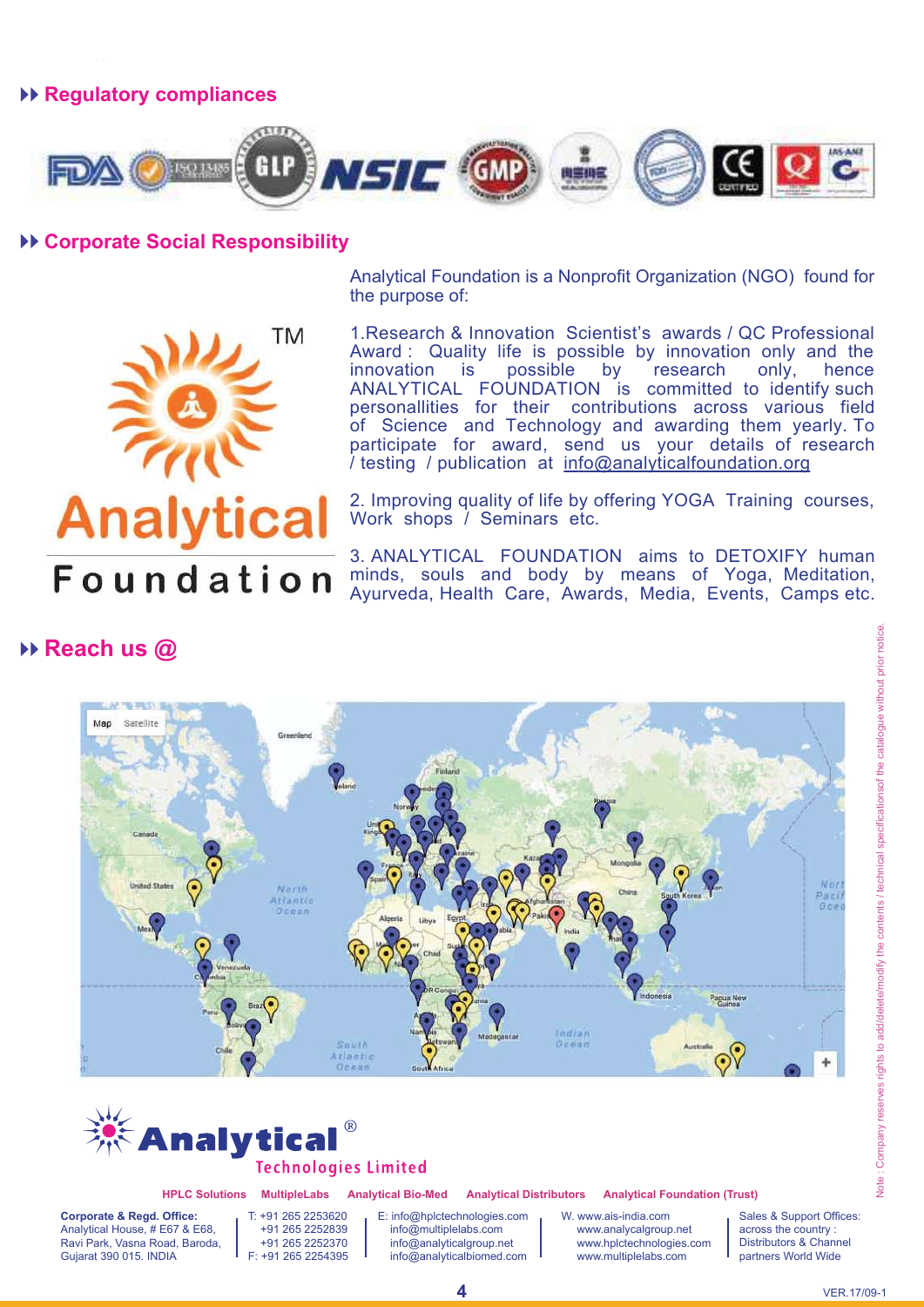## Regulatory compliances

## Corporate Social Responsibility

Analytical Foundation is a Nonprofit Organization (NGO) found for the purpose of:

1. Research & Innovation Scientist's awards / QC Professional Award : Quality life is possible by innovation only and the innovation is possible by research only, hence ANALYTICAL FOUNDATION is committed to identify such personallities for their contributions across various field of Science and Technology and awarding them yearly. To participate for award, send us your details of research / testing / publication at info@analyticalfoundation.org

2. Improving quality of life by offering YOGA Training courses, Work shops / Seminars etc.

3. ANALYTICAL FOUNDATION aims to DETOXIFY human minds, souls and body by means of Yoga, Meditation, Ayurveda, Health Care, Awards, Media, Events, Camps etc.

## Reach us @

**Analytical® Technologies Limited**

HPLC Solutions | MultipleLabs | Analytical Bio-Med | Analytical Distributors | Analytical Foundation (Trust)

**Corporate & Regd. Office:**
Analytical House, # E67 & E68,
Ravi Park, Vasna Road, Baroda,
Gujarat 390 015. INDIA

T: +91 265 2253620
+91 265 2252839
+91 265 2252370
F: +91 265 2254395

E: info@hplctechnologies.com
info@multiplelabs.com
info@analyticalgroup.net
info@analyticalbiomed.com

W. www.ais-india.com
www.analycalgroup.net
www.hplctechnologies.com
www.multiplelabs.com

Sales & Support Offices:
across the country :
Distributors & Channel
partners World Wide

Note : Company reserves rights to add/delete/modify the contents / technical specificationsof the catalogue without prior notice.

VER.17/09-1